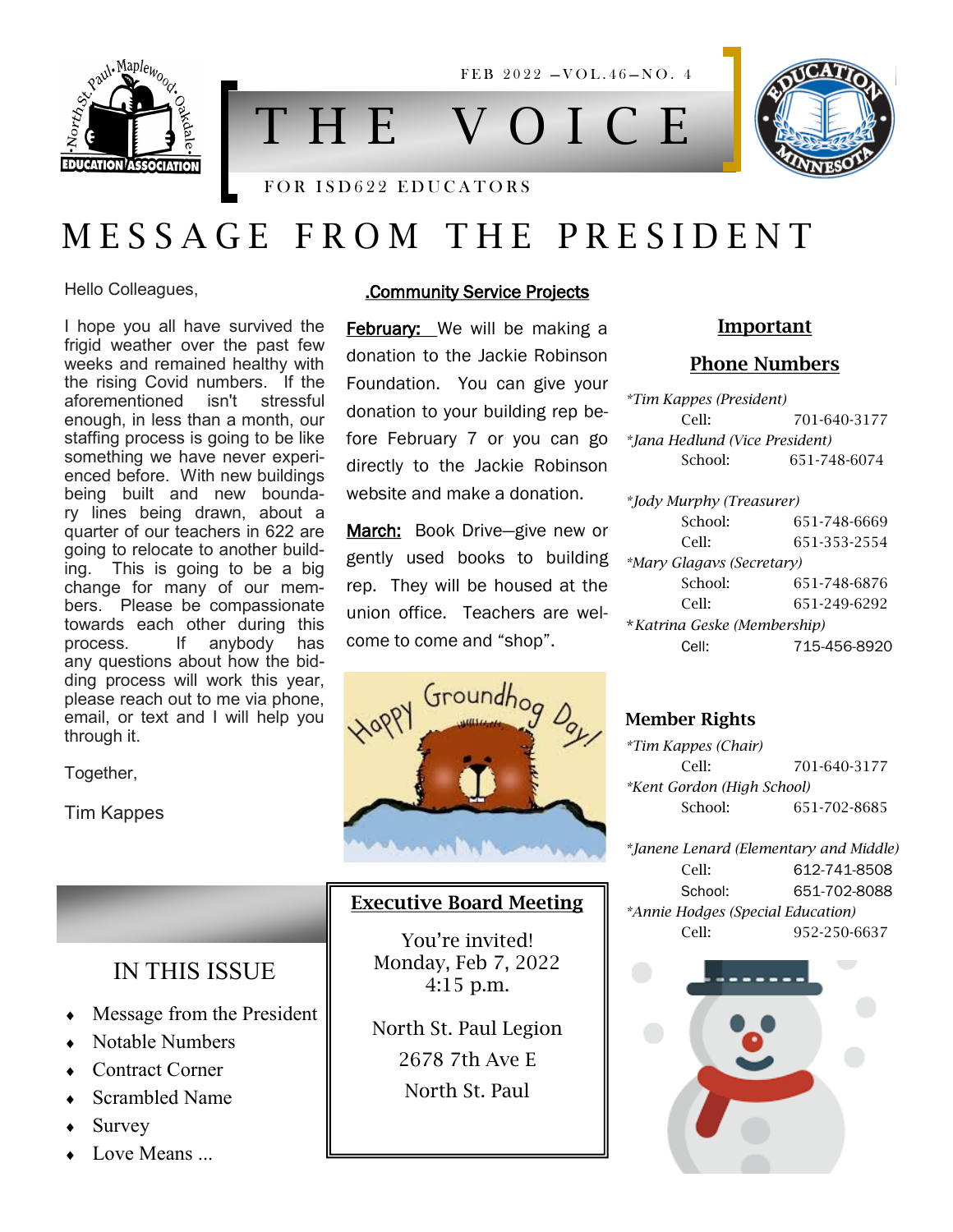FEB 2022 —VOL.46—NO. 4

# THE VOICE

FOR ISD622 EDUCATORS

# MESSAGE FROM THE PRESIDENT

Hello Colleagues,

I hope you all have survived the frigid weather over the past few weeks and remained healthy with the rising Covid numbers. If the aforementioned isn't stressful enough, in less than a month, our staffing process is going to be like something we have never experienced before. With new buildings being built and new boundary lines being drawn, about a quarter of our teachers in 622 are going to relocate to another building. This is going to be a big change for many of our members. Please be compassionate towards each other during this process. If anybody has any questions about how the bidding process will work this year, please reach out to me via phone, email, or text and I will help you through it.

Together,

Tim Kappes

## .Community Service Projects

**February:** We will be making a donation to the Jackie Robinson Foundation. You can give your donation to your building rep before February 7 or you can go directly to the Jackie Robinson website and make a donation.

**March:** Book Drive—give new or gently used books to building rep. They will be housed at the union office. Teachers are welcome to come and "shop".

Happy Groundhog Day!

## Important Phone Numbers

*Tim Kappes (President)*
Cell: 701-640-3177

*Jana Hedlund (Vice President)*
School: 651-748-6074

*Jody Murphy (Treasurer)*
School: 651-748-6669
Cell: 651-353-2554

*Mary Glagavs (Secretary)*
School: 651-748-6876
Cell: 651-249-6292

*Katrina Geske (Membership)*
Cell: 715-456-8920

## Member Rights

*Tim Kappes (Chair)*
Cell: 701-640-3177

*Kent Gordon (High School)*
School: 651-702-8685

*Janene Lenard (Elementary and Middle)*
Cell: 612-741-8508
School: 651-702-8088

*Annie Hodges (Special Education)*
Cell: 952-250-6637

## IN THIS ISSUE

- Message from the President
- Notable Numbers
- Contract Corner
- Scrambled Name
- Survey
- Love Means ...

## Executive Board Meeting

You're invited!
Monday, Feb 7, 2022
4:15 p.m.

North St. Paul Legion
2678 7th Ave E
North St. Paul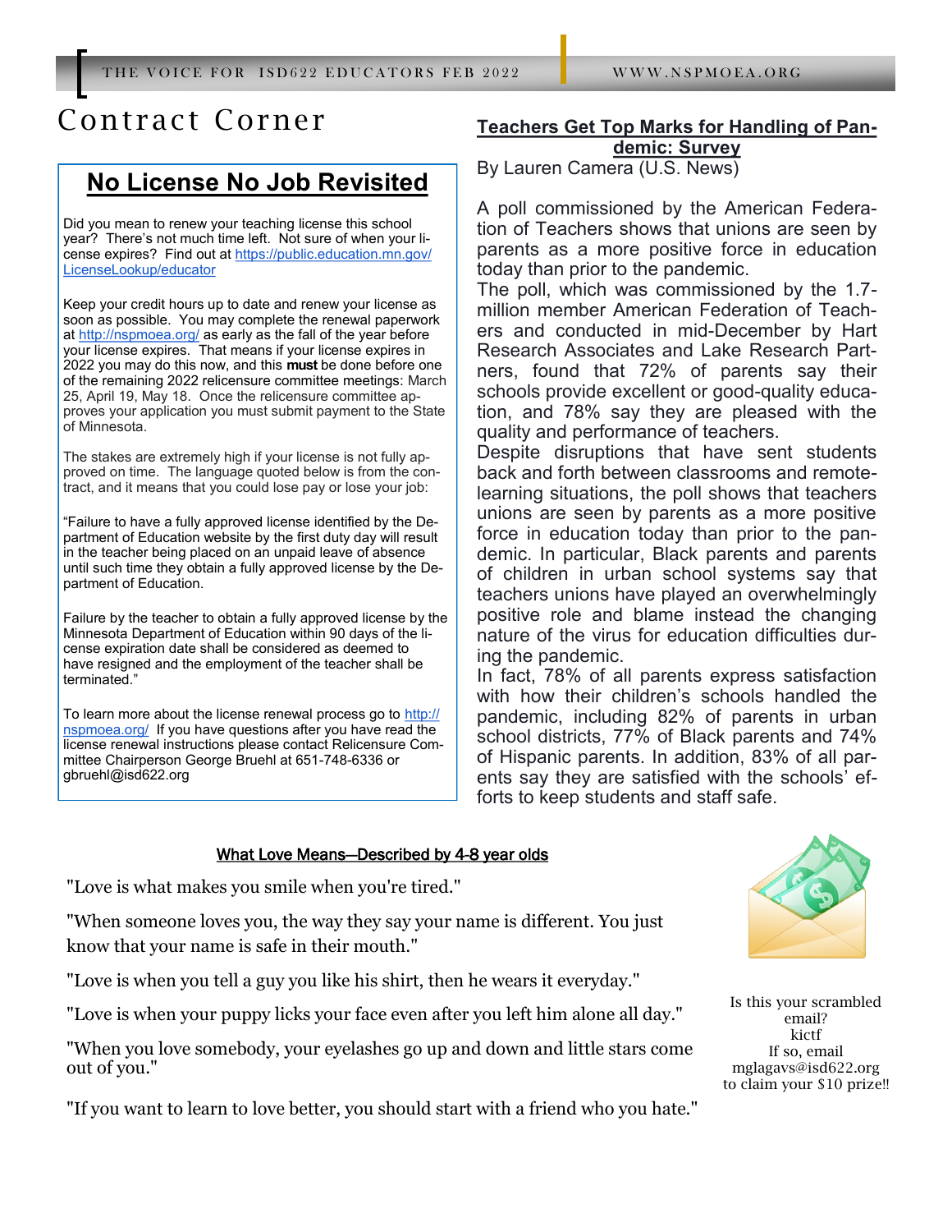# Contract Corner

## No License No Job Revisited

Did you mean to renew your teaching license this school year? There's not much time left. Not sure of when your license expires? Find out at https://public.education.mn.gov/LicenseLookup/educator

Keep your credit hours up to date and renew your license as soon as possible. You may complete the renewal paperwork at http://nspmoea.org/ as early as the fall of the year before your license expires. That means if your license expires in 2022 you may do this now, and this **must** be done before one of the remaining 2022 relicensure committee meetings: March 25, April 19, May 18. Once the relicensure committee approves your application you must submit payment to the State of Minnesota.

The stakes are extremely high if your license is not fully approved on time. The language quoted below is from the contract, and it means that you could lose pay or lose your job:

"Failure to have a fully approved license identified by the Department of Education website by the first duty day will result in the teacher being placed on an unpaid leave of absence until such time they obtain a fully approved license by the Department of Education.

Failure by the teacher to obtain a fully approved license by the Minnesota Department of Education within 90 days of the license expiration date shall be considered as deemed to have resigned and the employment of the teacher shall be terminated."

To learn more about the license renewal process go to http://nspmoea.org/ If you have questions after you have read the license renewal instructions please contact Relicensure Committee Chairperson George Bruehl at 651-748-6336 or gbruehl@isd622.org

## Teachers Get Top Marks for Handling of Pandemic: Survey

By Lauren Camera (U.S. News)

A poll commissioned by the American Federation of Teachers shows that unions are seen by parents as a more positive force in education today than prior to the pandemic.

The poll, which was commissioned by the 1.7-million member American Federation of Teachers and conducted in mid-December by Hart Research Associates and Lake Research Partners, found that 72% of parents say their schools provide excellent or good-quality education, and 78% say they are pleased with the quality and performance of teachers.

Despite disruptions that have sent students back and forth between classrooms and remote-learning situations, the poll shows that teachers unions are seen by parents as a more positive force in education today than prior to the pandemic. In particular, Black parents and parents of children in urban school systems say that teachers unions have played an overwhelmingly positive role and blame instead the changing nature of the virus for education difficulties during the pandemic.

In fact, 78% of all parents express satisfaction with how their children's schools handled the pandemic, including 82% of parents in urban school districts, 77% of Black parents and 74% of Hispanic parents. In addition, 83% of all parents say they are satisfied with the schools' efforts to keep students and staff safe.

## What Love Means—Described by 4-8 year olds

"Love is what makes you smile when you're tired."

"When someone loves you, the way they say your name is different. You just know that your name is safe in their mouth."

"Love is when you tell a guy you like his shirt, then he wears it everyday."

"Love is when your puppy licks your face even after you left him alone all day."

"When you love somebody, your eyelashes go up and down and little stars come out of you."

"If you want to learn to love better, you should start with a friend who you hate."

Is this your scrambled email?
kictf
If so, email mglagavs@isd622.org to claim your $10 prize!!